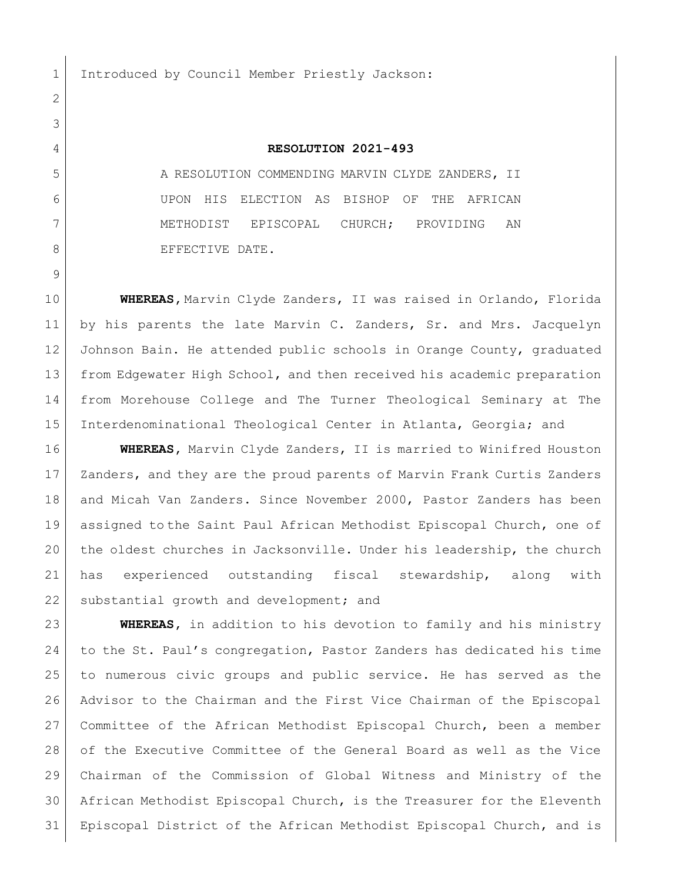Introduced by Council Member Priestly Jackson:

**RESOLUTION 2021-493**

A RESOLUTION COMMENDING MARVIN CLYDE ZANDERS, II UPON HIS ELECTION AS BISHOP OF THE AFRICAN METHODIST EPISCOPAL CHURCH; PROVIDING AN EFFECTIVE DATE.

**WHEREAS,** Marvin Clyde Zanders, II was raised in Orlando, Florida by his parents the late Marvin C. Zanders, Sr. and Mrs. Jacquelyn Johnson Bain. He attended public schools in Orange County, graduated from Edgewater High School, and then received his academic preparation from Morehouse College and The Turner Theological Seminary at The Interdenominational Theological Center in Atlanta, Georgia; and

**WHEREAS,** Marvin Clyde Zanders, II is married to Winifred Houston Zanders, and they are the proud parents of Marvin Frank Curtis Zanders and Micah Van Zanders. Since November 2000, Pastor Zanders has been assigned to the Saint Paul African Methodist Episcopal Church, one of the oldest churches in Jacksonville. Under his leadership, the church has experienced outstanding fiscal stewardship, along with substantial growth and development; and

**WHEREAS,** in addition to his devotion to family and his ministry to the St. Paul's congregation, Pastor Zanders has dedicated his time to numerous civic groups and public service. He has served as the Advisor to the Chairman and the First Vice Chairman of the Episcopal Committee of the African Methodist Episcopal Church, been a member of the Executive Committee of the General Board as well as the Vice Chairman of the Commission of Global Witness and Ministry of the African Methodist Episcopal Church, is the Treasurer for the Eleventh Episcopal District of the African Methodist Episcopal Church, and is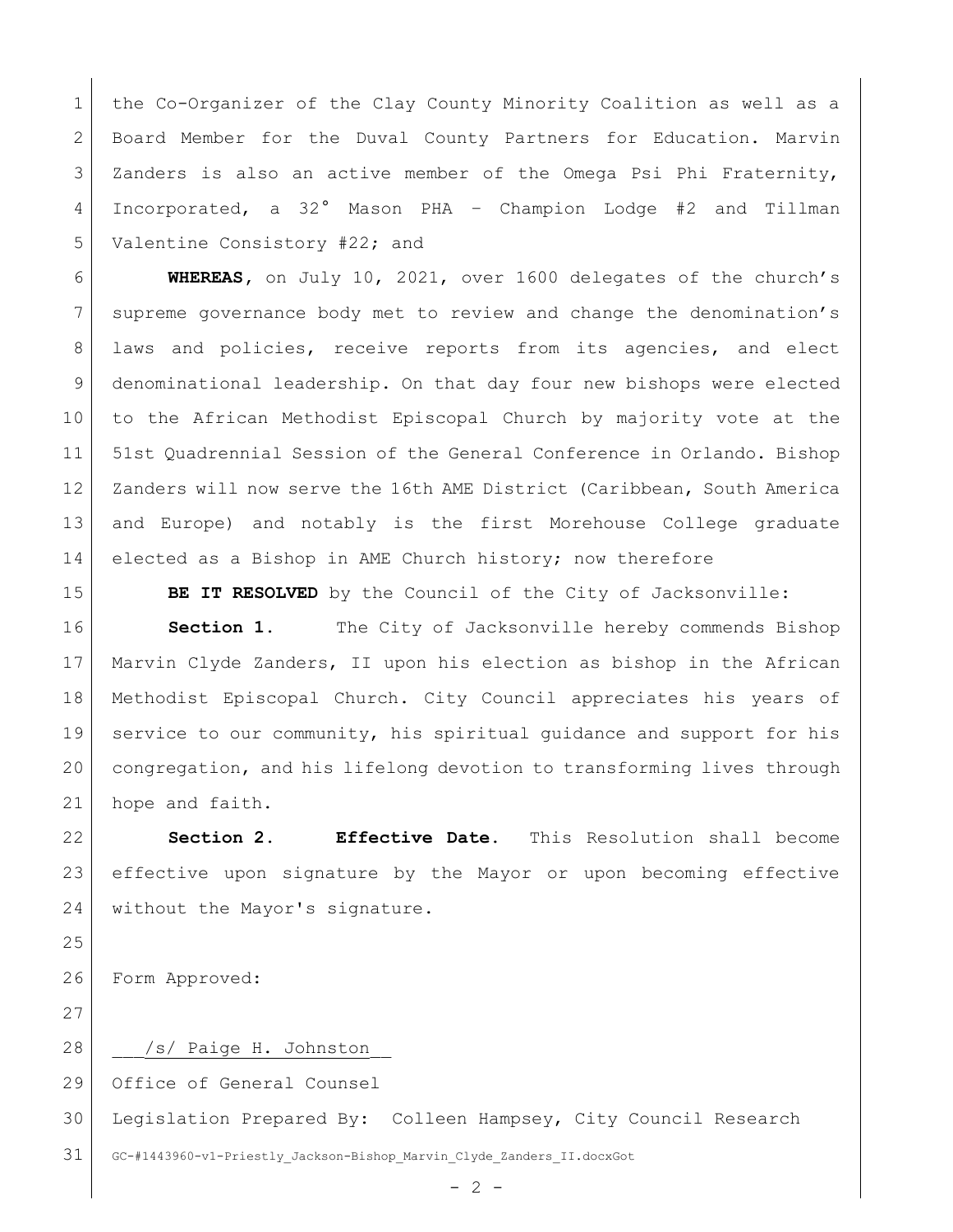the Co-Organizer of the Clay County Minority Coalition as well as a Board Member for the Duval County Partners for Education. Marvin Zanders is also an active member of the Omega Psi Phi Fraternity, Incorporated, a 32° Mason PHA – Champion Lodge #2 and Tillman Valentine Consistory #22; and

**WHEREAS**, on July 10, 2021, over 1600 delegates of the church's supreme governance body met to review and change the denomination's laws and policies, receive reports from its agencies, and elect denominational leadership. On that day four new bishops were elected to the African Methodist Episcopal Church by majority vote at the 51st Quadrennial Session of the General Conference in Orlando. Bishop Zanders will now serve the 16th AME District (Caribbean, South America and Europe) and notably is the first Morehouse College graduate elected as a Bishop in AME Church history; now therefore

**BE IT RESOLVED** by the Council of the City of Jacksonville:

**Section 1.** The City of Jacksonville hereby commends Bishop Marvin Clyde Zanders, II upon his election as bishop in the African Methodist Episcopal Church. City Council appreciates his years of service to our community, his spiritual guidance and support for his congregation, and his lifelong devotion to transforming lives through hope and faith.

**Section 2. Effective Date.** This Resolution shall become effective upon signature by the Mayor or upon becoming effective without the Mayor's signature.

Form Approved:

___/s/ Paige H. Johnston__

Office of General Counsel

Legislation Prepared By: Colleen Hampsey, City Council Research

GC-#1443960-v1-Priestly_Jackson-Bishop_Marvin_Clyde_Zanders_II.docxGot